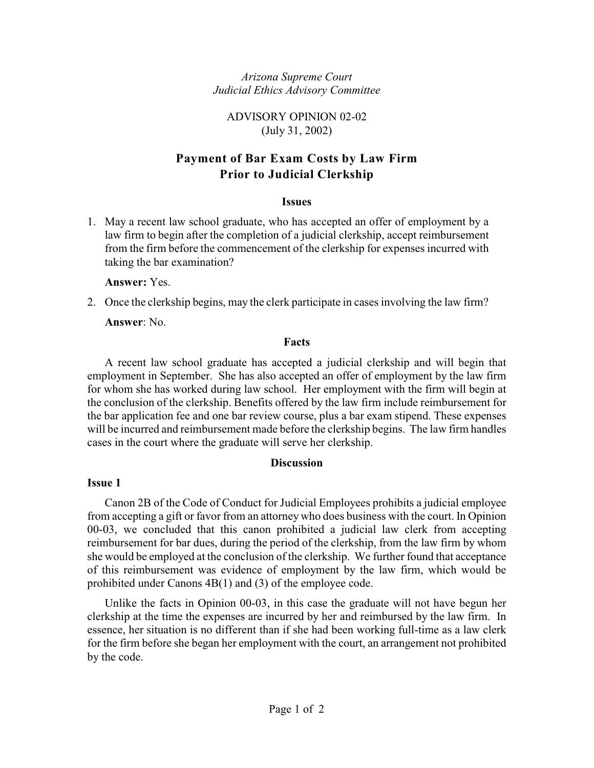*Arizona Supreme Court*
*Judicial Ethics Advisory Committee*

ADVISORY OPINION 02-02
(July 31, 2002)

# Payment of Bar Exam Costs by Law Firm Prior to Judicial Clerkship

## Issues

1. May a recent law school graduate, who has accepted an offer of employment by a law firm to begin after the completion of a judicial clerkship, accept reimbursement from the firm before the commencement of the clerkship for expenses incurred with taking the bar examination?

   **Answer:** Yes.

2. Once the clerkship begins, may the clerk participate in cases involving the law firm?

   **Answer**: No.

## Facts

A recent law school graduate has accepted a judicial clerkship and will begin that employment in September. She has also accepted an offer of employment by the law firm for whom she has worked during law school. Her employment with the firm will begin at the conclusion of the clerkship. Benefits offered by the law firm include reimbursement for the bar application fee and one bar review course, plus a bar exam stipend. These expenses will be incurred and reimbursement made before the clerkship begins. The law firm handles cases in the court where the graduate will serve her clerkship.

## Discussion

### Issue 1

Canon 2B of the Code of Conduct for Judicial Employees prohibits a judicial employee from accepting a gift or favor from an attorney who does business with the court. In Opinion 00-03, we concluded that this canon prohibited a judicial law clerk from accepting reimbursement for bar dues, during the period of the clerkship, from the law firm by whom she would be employed at the conclusion of the clerkship. We further found that acceptance of this reimbursement was evidence of employment by the law firm, which would be prohibited under Canons 4B(1) and (3) of the employee code.

Unlike the facts in Opinion 00-03, in this case the graduate will not have begun her clerkship at the time the expenses are incurred by her and reimbursed by the law firm. In essence, her situation is no different than if she had been working full-time as a law clerk for the firm before she began her employment with the court, an arrangement not prohibited by the code.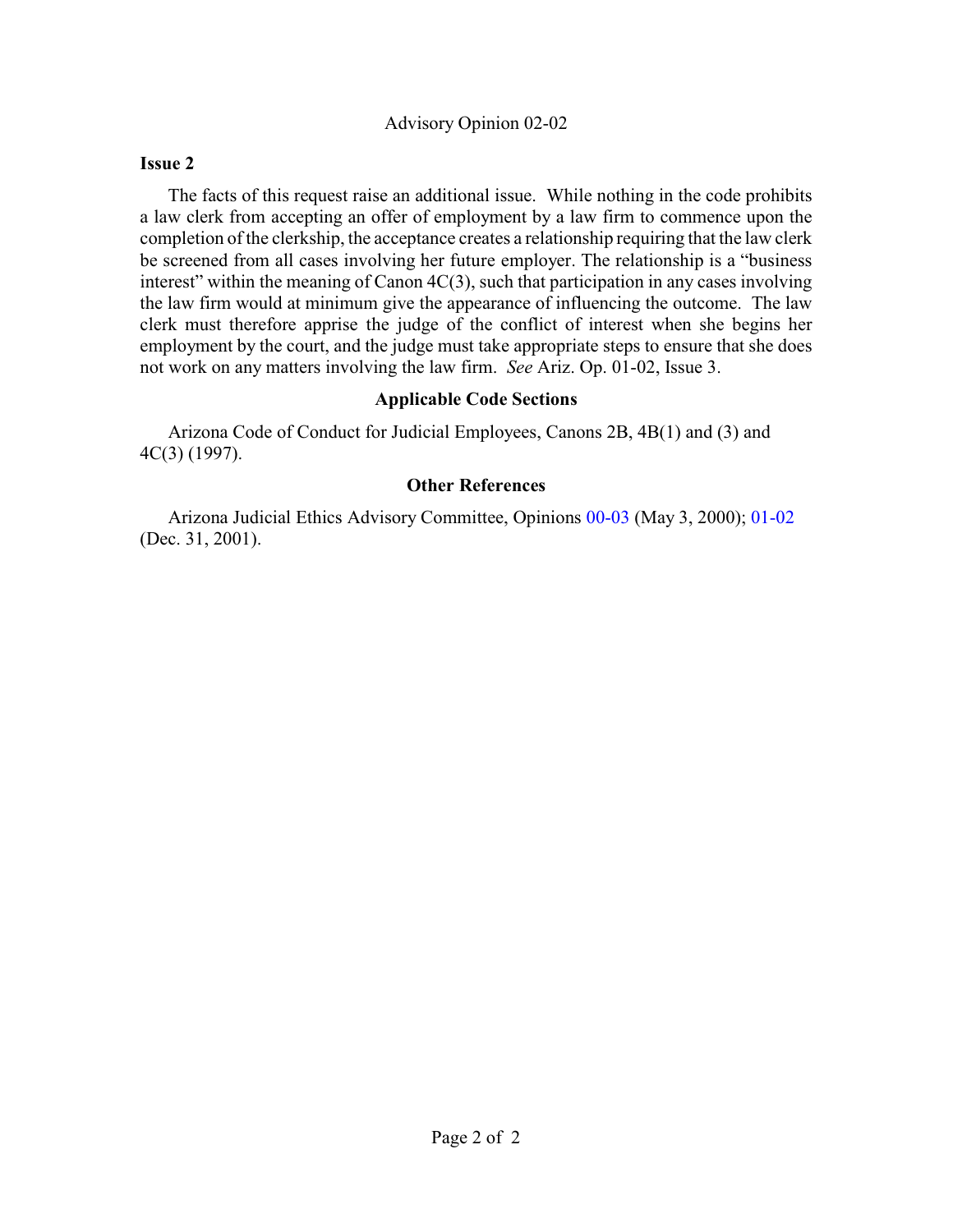### Issue 2

The facts of this request raise an additional issue. While nothing in the code prohibits a law clerk from accepting an offer of employment by a law firm to commence upon the completion of the clerkship, the acceptance creates a relationship requiring that the law clerk be screened from all cases involving her future employer. The relationship is a "business interest" within the meaning of Canon 4C(3), such that participation in any cases involving the law firm would at minimum give the appearance of influencing the outcome. The law clerk must therefore apprise the judge of the conflict of interest when she begins her employment by the court, and the judge must take appropriate steps to ensure that she does not work on any matters involving the law firm. *See* Ariz. Op. 01-02, Issue 3.

### Applicable Code Sections

Arizona Code of Conduct for Judicial Employees, Canons 2B, 4B(1) and (3) and 4C(3) (1997).

### Other References

Arizona Judicial Ethics Advisory Committee, Opinions 00-03 (May 3, 2000); 01-02 (Dec. 31, 2001).